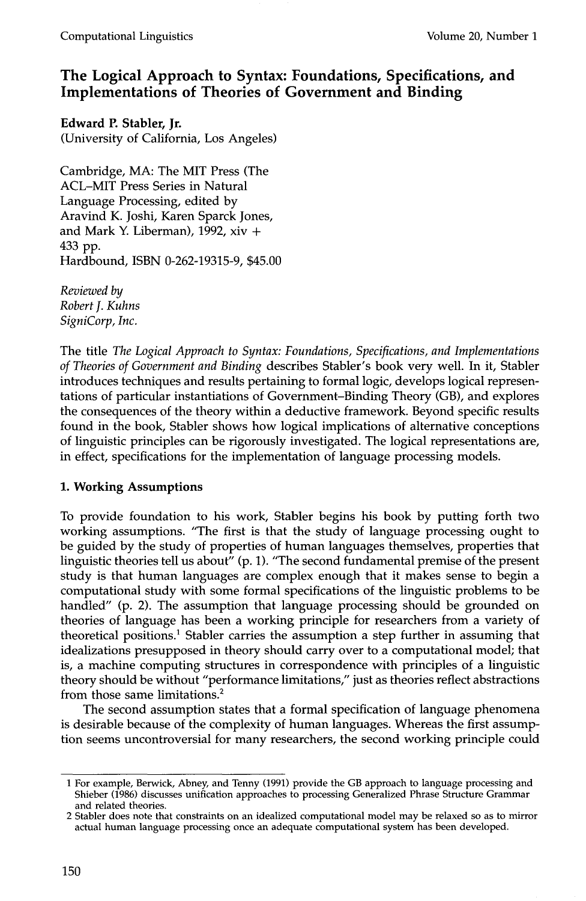# The Logical Approach to Syntax: Foundations, Specifications, and Implementations of Theories of Government and Binding

**Edward P. Stabler, Jr.**
(University of California, Los Angeles)

Cambridge, MA: The MIT Press (The ACL–MIT Press Series in Natural Language Processing, edited by Aravind K. Joshi, Karen Sparck Jones, and Mark Y. Liberman), 1992, xiv + 433 pp.
Hardbound, ISBN 0-262-19315-9, $45.00

*Reviewed by*
*Robert J. Kuhns*
*SigniCorp, Inc.*

The title *The Logical Approach to Syntax: Foundations, Specifications, and Implementations of Theories of Government and Binding* describes Stabler's book very well. In it, Stabler introduces techniques and results pertaining to formal logic, develops logical representations of particular instantiations of Government–Binding Theory (GB), and explores the consequences of the theory within a deductive framework. Beyond specific results found in the book, Stabler shows how logical implications of alternative conceptions of linguistic principles can be rigorously investigated. The logical representations are, in effect, specifications for the implementation of language processing models.

## 1. Working Assumptions

To provide foundation to his work, Stabler begins his book by putting forth two working assumptions. "The first is that the study of language processing ought to be guided by the study of properties of human languages themselves, properties that linguistic theories tell us about" (p. 1). "The second fundamental premise of the present study is that human languages are complex enough that it makes sense to begin a computational study with some formal specifications of the linguistic problems to be handled" (p. 2). The assumption that language processing should be grounded on theories of language has been a working principle for researchers from a variety of theoretical positions.[1] Stabler carries the assumption a step further in assuming that idealizations presupposed in theory should carry over to a computational model; that is, a machine computing structures in correspondence with principles of a linguistic theory should be without "performance limitations," just as theories reflect abstractions from those same limitations.[2]

The second assumption states that a formal specification of language phenomena is desirable because of the complexity of human languages. Whereas the first assumption seems uncontroversial for many researchers, the second working principle could

---

1 For example, Berwick, Abney, and Tenny (1991) provide the GB approach to language processing and Shieber (1986) discusses unification approaches to processing Generalized Phrase Structure Grammar and related theories.

2 Stabler does note that constraints on an idealized computational model may be relaxed so as to mirror actual human language processing once an adequate computational system has been developed.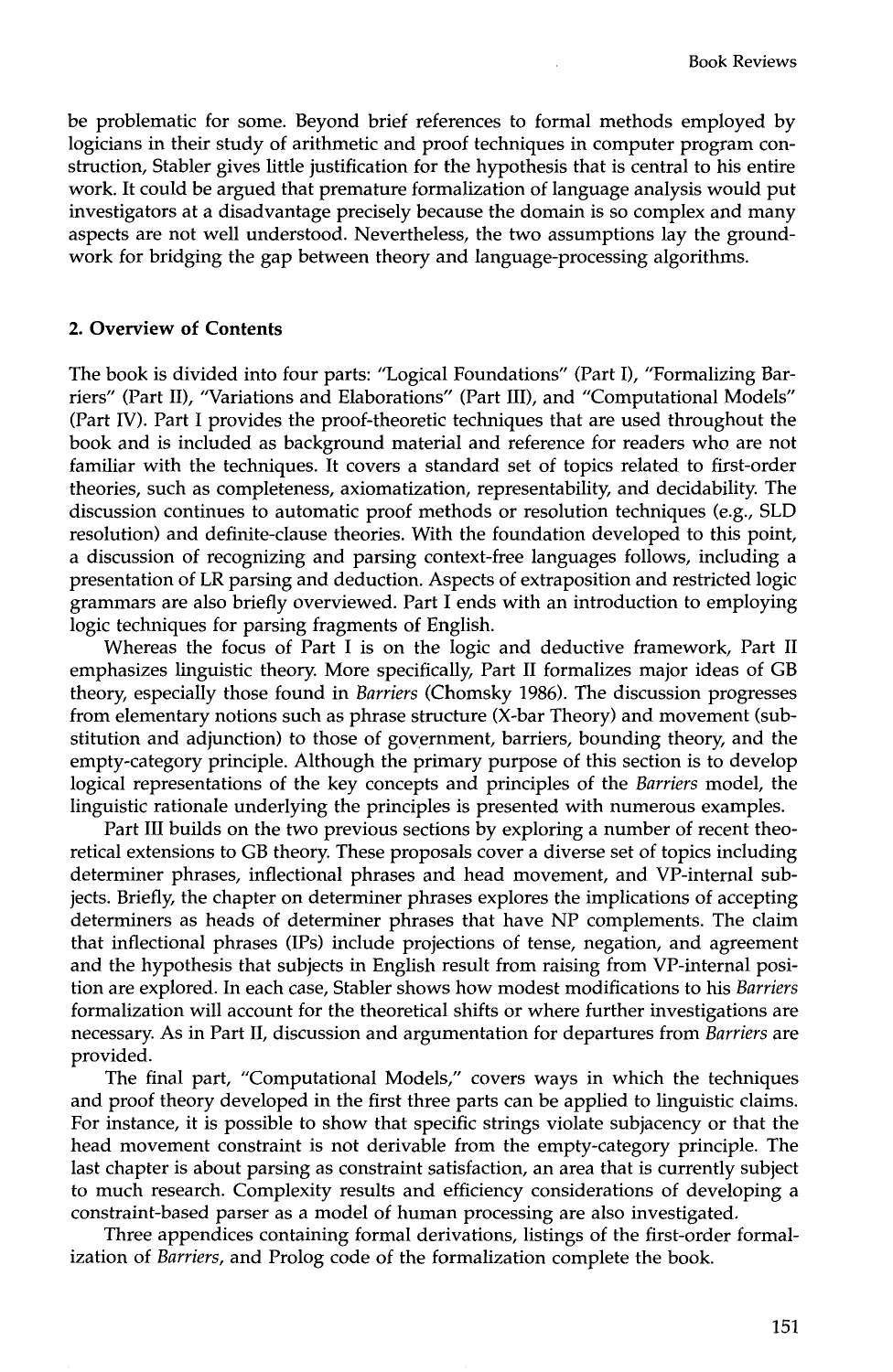be problematic for some. Beyond brief references to formal methods employed by logicians in their study of arithmetic and proof techniques in computer program construction, Stabler gives little justification for the hypothesis that is central to his entire work. It could be argued that premature formalization of language analysis would put investigators at a disadvantage precisely because the domain is so complex and many aspects are not well understood. Nevertheless, the two assumptions lay the groundwork for bridging the gap between theory and language-processing algorithms.

## 2. Overview of Contents

The book is divided into four parts: "Logical Foundations" (Part I), "Formalizing Barriers" (Part II), "Variations and Elaborations" (Part III), and "Computational Models" (Part IV). Part I provides the proof-theoretic techniques that are used throughout the book and is included as background material and reference for readers who are not familiar with the techniques. It covers a standard set of topics related to first-order theories, such as completeness, axiomatization, representability, and decidability. The discussion continues to automatic proof methods or resolution techniques (e.g., SLD resolution) and definite-clause theories. With the foundation developed to this point, a discussion of recognizing and parsing context-free languages follows, including a presentation of LR parsing and deduction. Aspects of extraposition and restricted logic grammars are also briefly overviewed. Part I ends with an introduction to employing logic techniques for parsing fragments of English.

Whereas the focus of Part I is on the logic and deductive framework, Part II emphasizes linguistic theory. More specifically, Part II formalizes major ideas of GB theory, especially those found in *Barriers* (Chomsky 1986). The discussion progresses from elementary notions such as phrase structure (X-bar Theory) and movement (substitution and adjunction) to those of government, barriers, bounding theory, and the empty-category principle. Although the primary purpose of this section is to develop logical representations of the key concepts and principles of the *Barriers* model, the linguistic rationale underlying the principles is presented with numerous examples.

Part III builds on the two previous sections by exploring a number of recent theoretical extensions to GB theory. These proposals cover a diverse set of topics including determiner phrases, inflectional phrases and head movement, and VP-internal subjects. Briefly, the chapter on determiner phrases explores the implications of accepting determiners as heads of determiner phrases that have NP complements. The claim that inflectional phrases (IPs) include projections of tense, negation, and agreement and the hypothesis that subjects in English result from raising from VP-internal position are explored. In each case, Stabler shows how modest modifications to his *Barriers* formalization will account for the theoretical shifts or where further investigations are necessary. As in Part II, discussion and argumentation for departures from *Barriers* are provided.

The final part, "Computational Models," covers ways in which the techniques and proof theory developed in the first three parts can be applied to linguistic claims. For instance, it is possible to show that specific strings violate subjacency or that the head movement constraint is not derivable from the empty-category principle. The last chapter is about parsing as constraint satisfaction, an area that is currently subject to much research. Complexity results and efficiency considerations of developing a constraint-based parser as a model of human processing are also investigated.

Three appendices containing formal derivations, listings of the first-order formalization of *Barriers*, and Prolog code of the formalization complete the book.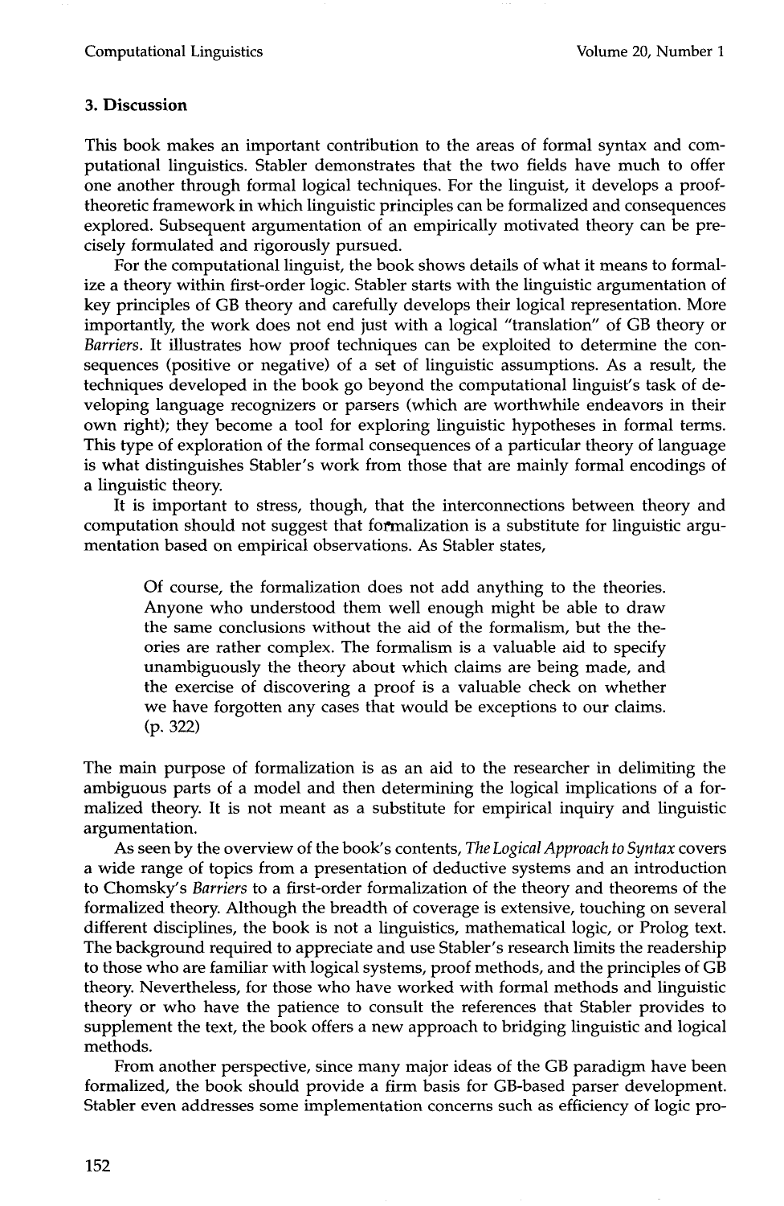## 3. Discussion

This book makes an important contribution to the areas of formal syntax and computational linguistics. Stabler demonstrates that the two fields have much to offer one another through formal logical techniques. For the linguist, it develops a proof-theoretic framework in which linguistic principles can be formalized and consequences explored. Subsequent argumentation of an empirically motivated theory can be precisely formulated and rigorously pursued.

For the computational linguist, the book shows details of what it means to formalize a theory within first-order logic. Stabler starts with the linguistic argumentation of key principles of GB theory and carefully develops their logical representation. More importantly, the work does not end just with a logical "translation" of GB theory or *Barriers*. It illustrates how proof techniques can be exploited to determine the consequences (positive or negative) of a set of linguistic assumptions. As a result, the techniques developed in the book go beyond the computational linguist's task of developing language recognizers or parsers (which are worthwhile endeavors in their own right); they become a tool for exploring linguistic hypotheses in formal terms. This type of exploration of the formal consequences of a particular theory of language is what distinguishes Stabler's work from those that are mainly formal encodings of a linguistic theory.

It is important to stress, though, that the interconnections between theory and computation should not suggest that formalization is a substitute for linguistic argumentation based on empirical observations. As Stabler states,

> Of course, the formalization does not add anything to the theories. Anyone who understood them well enough might be able to draw the same conclusions without the aid of the formalism, but the theories are rather complex. The formalism is a valuable aid to specify unambiguously the theory about which claims are being made, and the exercise of discovering a proof is a valuable check on whether we have forgotten any cases that would be exceptions to our claims. (p. 322)

The main purpose of formalization is as an aid to the researcher in delimiting the ambiguous parts of a model and then determining the logical implications of a formalized theory. It is not meant as a substitute for empirical inquiry and linguistic argumentation.

As seen by the overview of the book's contents, *The Logical Approach to Syntax* covers a wide range of topics from a presentation of deductive systems and an introduction to Chomsky's *Barriers* to a first-order formalization of the theory and theorems of the formalized theory. Although the breadth of coverage is extensive, touching on several different disciplines, the book is not a linguistics, mathematical logic, or Prolog text. The background required to appreciate and use Stabler's research limits the readership to those who are familiar with logical systems, proof methods, and the principles of GB theory. Nevertheless, for those who have worked with formal methods and linguistic theory or who have the patience to consult the references that Stabler provides to supplement the text, the book offers a new approach to bridging linguistic and logical methods.

From another perspective, since many major ideas of the GB paradigm have been formalized, the book should provide a firm basis for GB-based parser development. Stabler even addresses some implementation concerns such as efficiency of logic pro-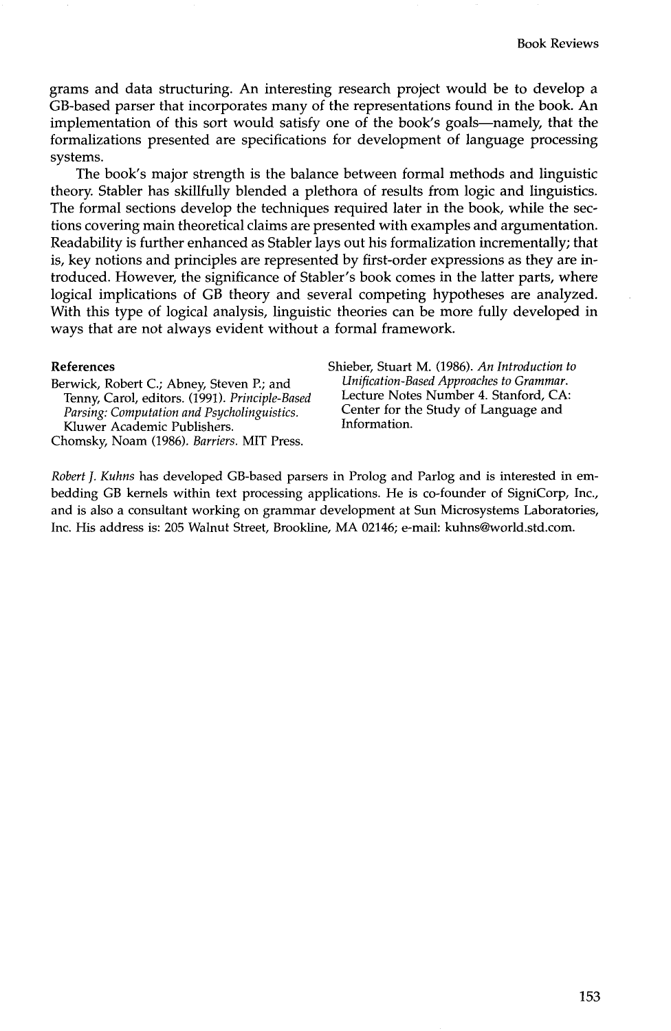grams and data structuring. An interesting research project would be to develop a GB-based parser that incorporates many of the representations found in the book. An implementation of this sort would satisfy one of the book's goals—namely, that the formalizations presented are specifications for development of language processing systems.

The book's major strength is the balance between formal methods and linguistic theory. Stabler has skillfully blended a plethora of results from logic and linguistics. The formal sections develop the techniques required later in the book, while the sections covering main theoretical claims are presented with examples and argumentation. Readability is further enhanced as Stabler lays out his formalization incrementally; that is, key notions and principles are represented by first-order expressions as they are introduced. However, the significance of Stabler's book comes in the latter parts, where logical implications of GB theory and several competing hypotheses are analyzed. With this type of logical analysis, linguistic theories can be more fully developed in ways that are not always evident without a formal framework.

**References**

Berwick, Robert C.; Abney, Steven P.; and Tenny, Carol, editors. (1991). *Principle-Based Parsing: Computation and Psycholinguistics.* Kluwer Academic Publishers.

Chomsky, Noam (1986). *Barriers.* MIT Press.

Shieber, Stuart M. (1986). *An Introduction to Unification-Based Approaches to Grammar.* Lecture Notes Number 4. Stanford, CA: Center for the Study of Language and Information.

*Robert J. Kuhns* has developed GB-based parsers in Prolog and Parlog and is interested in embedding GB kernels within text processing applications. He is co-founder of SigniCorp, Inc., and is also a consultant working on grammar development at Sun Microsystems Laboratories, Inc. His address is: 205 Walnut Street, Brookline, MA 02146; e-mail: kuhns@world.std.com.